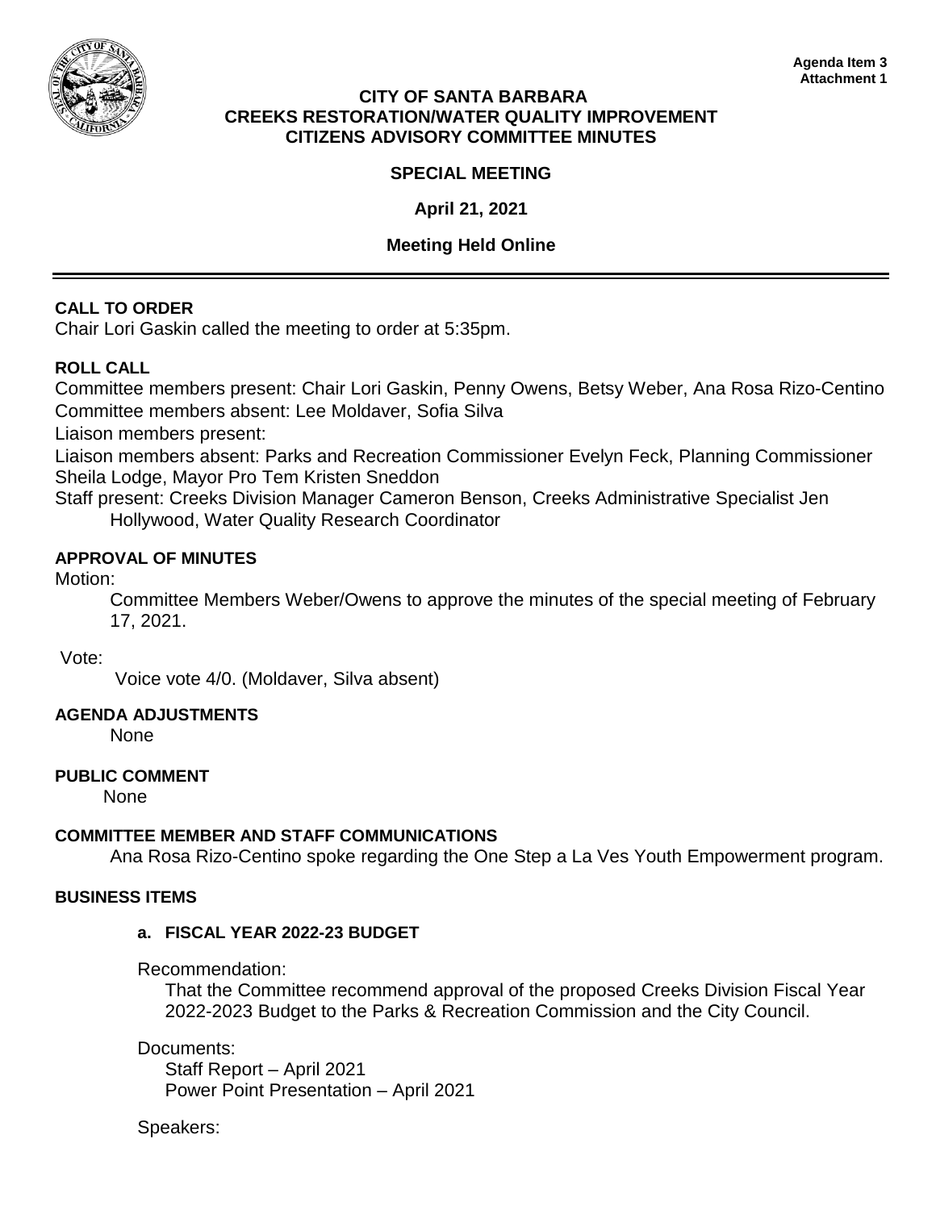Agenda Item 3
Attachment 1

**CITY OF SANTA BARBARA**
**CREEKS RESTORATION/WATER QUALITY IMPROVEMENT**
**CITIZENS ADVISORY COMMITTEE MINUTES**

**SPECIAL MEETING**

**April 21, 2021**

**Meeting Held Online**

---

**CALL TO ORDER**

Chair Lori Gaskin called the meeting to order at 5:35pm.

**ROLL CALL**

Committee members present: Chair Lori Gaskin, Penny Owens, Betsy Weber, Ana Rosa Rizo-Centino
Committee members absent: Lee Moldaver, Sofia Silva
Liaison members present:
Liaison members absent: Parks and Recreation Commissioner Evelyn Feck, Planning Commissioner Sheila Lodge, Mayor Pro Tem Kristen Sneddon
Staff present: Creeks Division Manager Cameron Benson, Creeks Administrative Specialist Jen Hollywood, Water Quality Research Coordinator

**APPROVAL OF MINUTES**

Motion:

Committee Members Weber/Owens to approve the minutes of the special meeting of February 17, 2021.

Vote:

Voice vote 4/0. (Moldaver, Silva absent)

**AGENDA ADJUSTMENTS**

None

**PUBLIC COMMENT**

None

**COMMITTEE MEMBER AND STAFF COMMUNICATIONS**

Ana Rosa Rizo-Centino spoke regarding the One Step a La Ves Youth Empowerment program.

**BUSINESS ITEMS**

**a. FISCAL YEAR 2022-23 BUDGET**

Recommendation:

That the Committee recommend approval of the proposed Creeks Division Fiscal Year 2022-2023 Budget to the Parks & Recreation Commission and the City Council.

Documents:

Staff Report – April 2021
Power Point Presentation – April 2021

Speakers: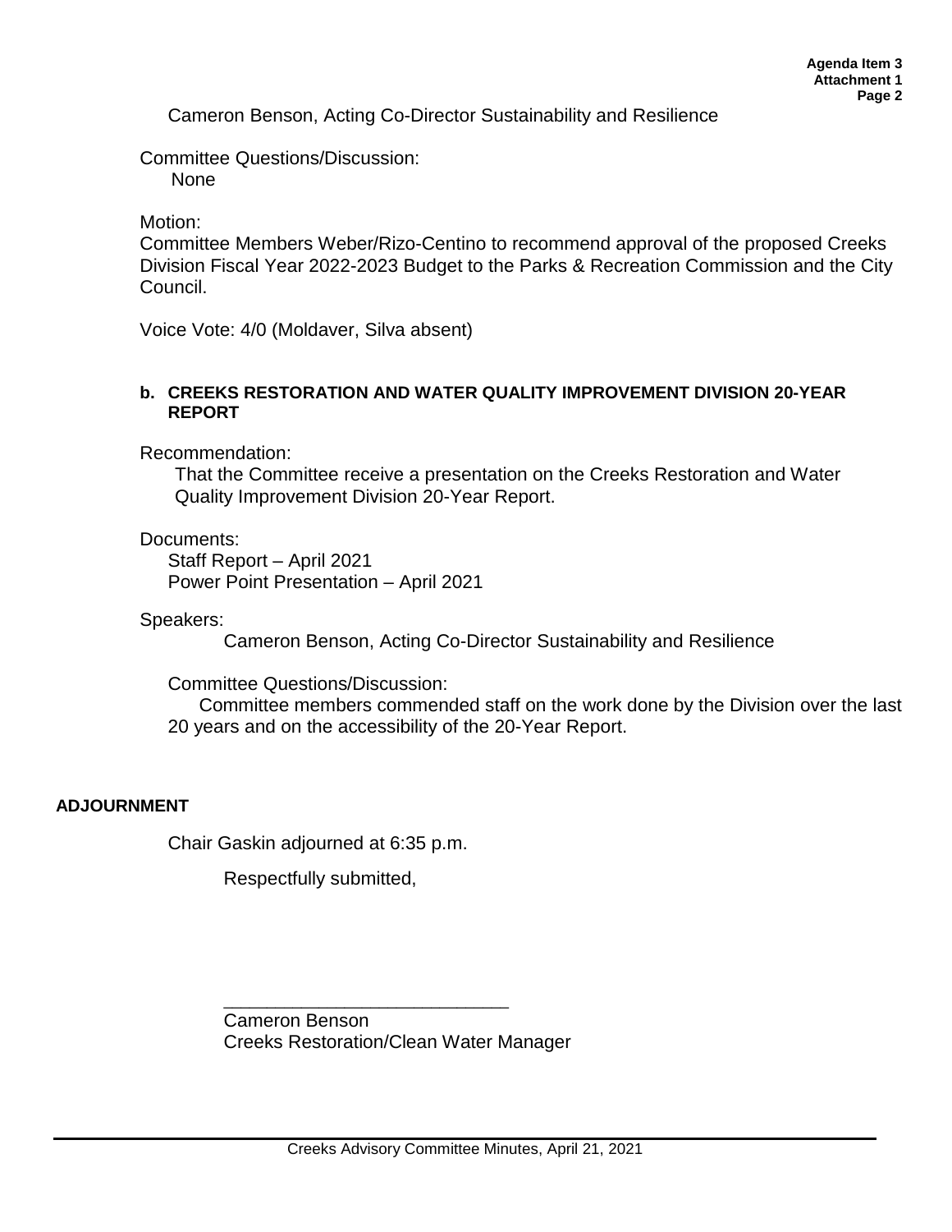Cameron Benson, Acting Co-Director Sustainability and Resilience

Committee Questions/Discussion:
None

Motion:
Committee Members Weber/Rizo-Centino to recommend approval of the proposed Creeks Division Fiscal Year 2022-2023 Budget to the Parks & Recreation Commission and the City Council.

Voice Vote: 4/0 (Moldaver, Silva absent)

**b. CREEKS RESTORATION AND WATER QUALITY IMPROVEMENT DIVISION 20-YEAR REPORT**

Recommendation:
That the Committee receive a presentation on the Creeks Restoration and Water Quality Improvement Division 20-Year Report.

Documents:
Staff Report – April 2021
Power Point Presentation – April 2021

Speakers:
Cameron Benson, Acting Co-Director Sustainability and Resilience

Committee Questions/Discussion:
Committee members commended staff on the work done by the Division over the last 20 years and on the accessibility of the 20-Year Report.

**ADJOURNMENT**

Chair Gaskin adjourned at 6:35 p.m.

Respectfully submitted,

_____________________________
Cameron Benson
Creeks Restoration/Clean Water Manager